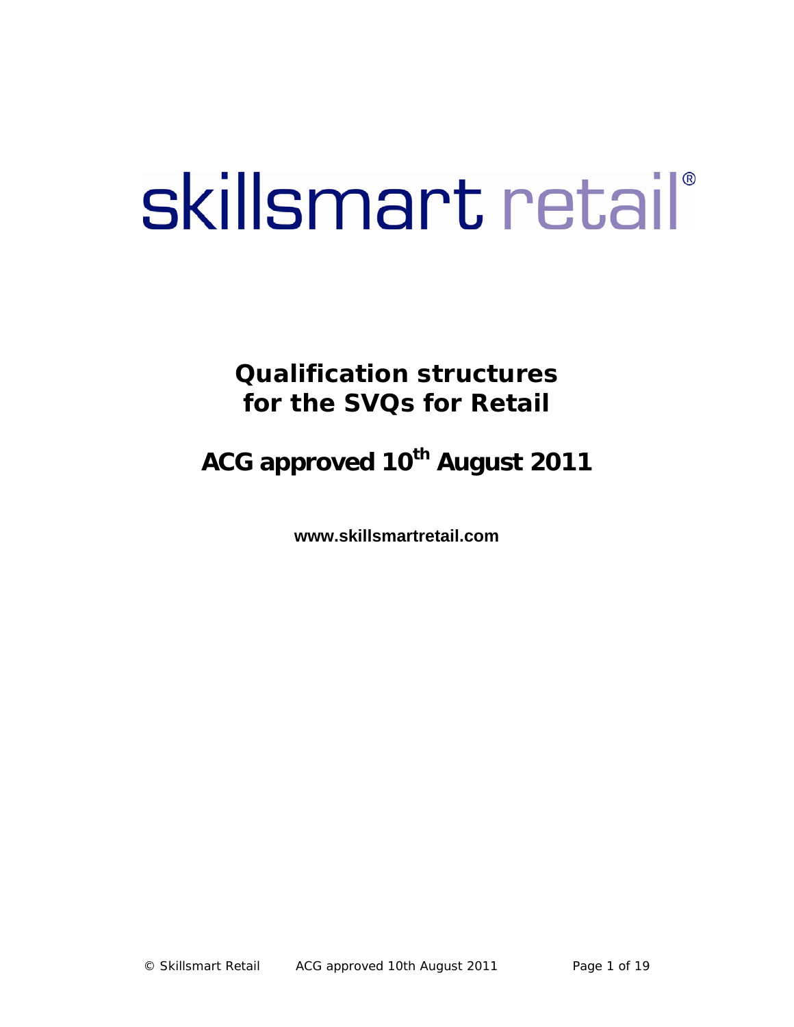skillsmart retail®

# Qualification structures for the SVQs for Retail

## ACG approved 10th August 2011

**www.skillsmartretail.com**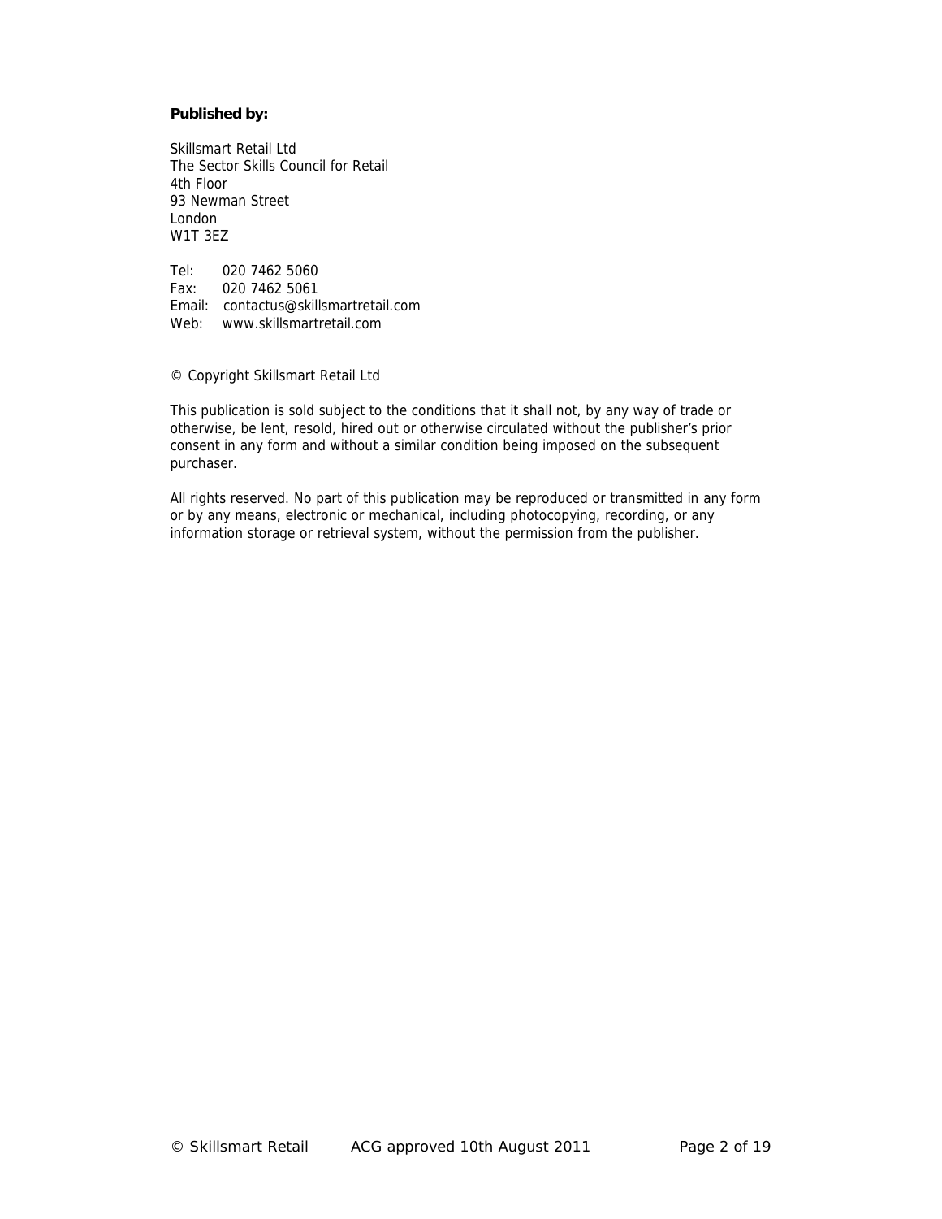**Published by:**

Skillsmart Retail Ltd
The Sector Skills Council for Retail
4th Floor
93 Newman Street
London
W1T 3EZ

Tel: 020 7462 5060
Fax: 020 7462 5061
Email: contactus@skillsmartretail.com
Web: www.skillsmartretail.com

© Copyright Skillsmart Retail Ltd

This publication is sold subject to the conditions that it shall not, by any way of trade or otherwise, be lent, resold, hired out or otherwise circulated without the publisher's prior consent in any form and without a similar condition being imposed on the subsequent purchaser.

All rights reserved. No part of this publication may be reproduced or transmitted in any form or by any means, electronic or mechanical, including photocopying, recording, or any information storage or retrieval system, without the permission from the publisher.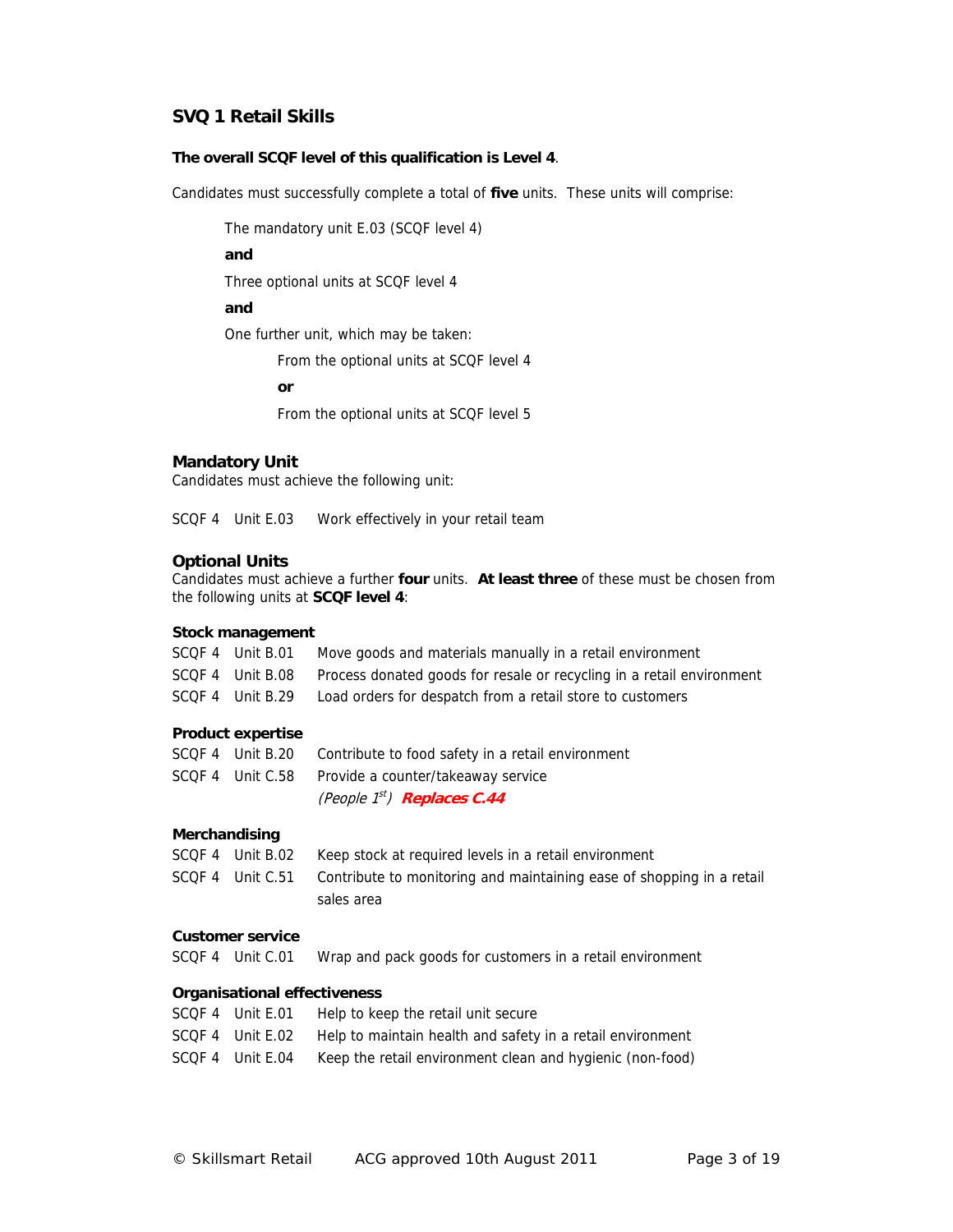## SVQ 1 Retail Skills

**The overall SCQF level of this qualification is Level 4**.

Candidates must successfully complete a total of **five** units. These units will comprise:

> The mandatory unit E.03 (SCQF level 4)
>
> **and**
>
> Three optional units at SCQF level 4
>
> **and**
>
> One further unit, which may be taken:
>
> > From the optional units at SCQF level 4
> >
> > **or**
> >
> > From the optional units at SCQF level 5

### Mandatory Unit

Candidates must achieve the following unit:

SCQF 4 Unit E.03 Work effectively in your retail team

### Optional Units

Candidates must achieve a further **four** units. **At least three** of these must be chosen from the following units at **SCQF level 4**:

**Stock management**

| | | |
|---|---|---|
| SCQF 4 | Unit B.01 | Move goods and materials manually in a retail environment |
| SCQF 4 | Unit B.08 | Process donated goods for resale or recycling in a retail environment |
| SCQF 4 | Unit B.29 | Load orders for despatch from a retail store to customers |

**Product expertise**

| | | |
|---|---|---|
| SCQF 4 | Unit B.20 | Contribute to food safety in a retail environment |
| SCQF 4 | Unit C.58 | Provide a counter/takeaway service *(People 1st)* ***Replaces C.44*** |

**Merchandising**

| | | |
|---|---|---|
| SCQF 4 | Unit B.02 | Keep stock at required levels in a retail environment |
| SCQF 4 | Unit C.51 | Contribute to monitoring and maintaining ease of shopping in a retail sales area |

**Customer service**

| | | |
|---|---|---|
| SCQF 4 | Unit C.01 | Wrap and pack goods for customers in a retail environment |

**Organisational effectiveness**

| | | |
|---|---|---|
| SCQF 4 | Unit E.01 | Help to keep the retail unit secure |
| SCQF 4 | Unit E.02 | Help to maintain health and safety in a retail environment |
| SCQF 4 | Unit E.04 | Keep the retail environment clean and hygienic (non-food) |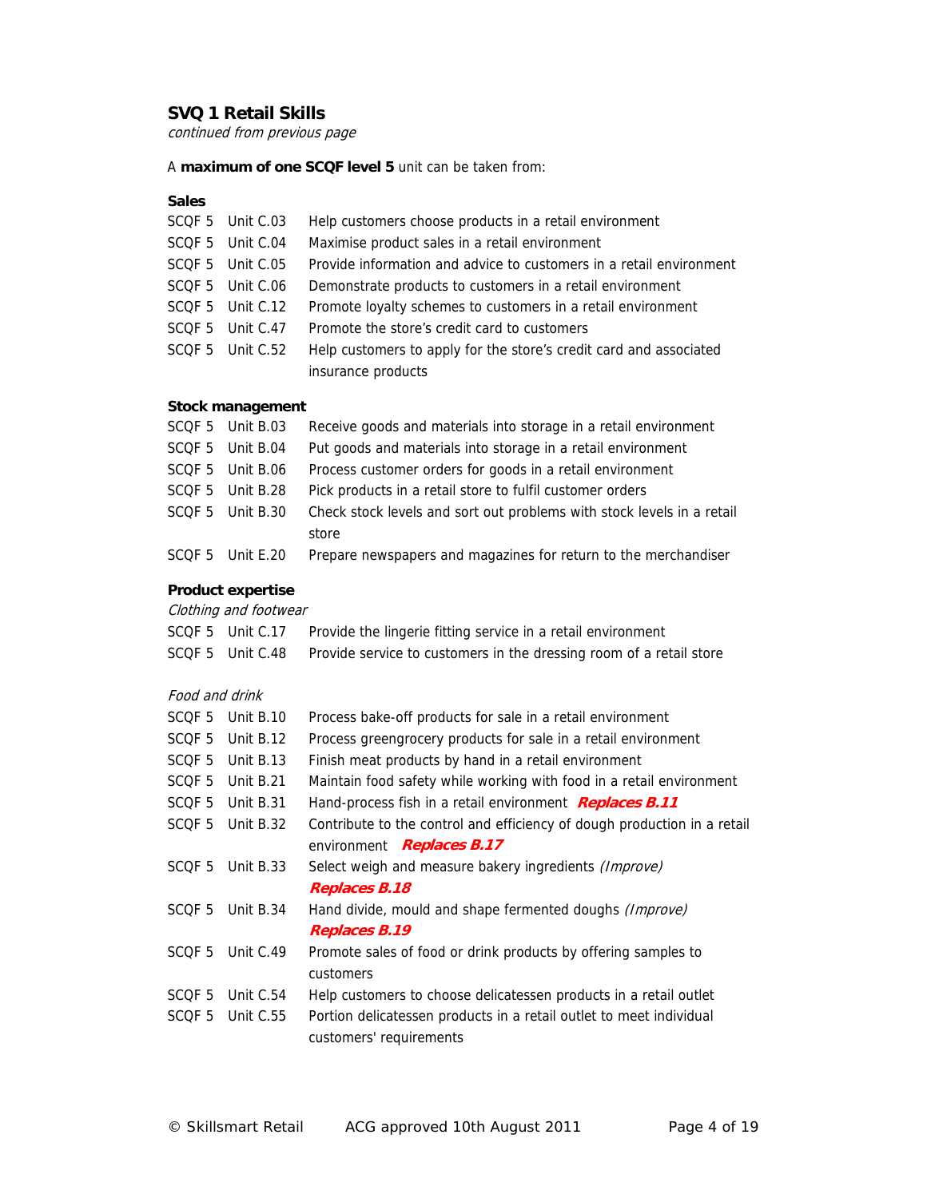## SVQ 1 Retail Skills

*continued from previous page*

A **maximum of one SCQF level 5** unit can be taken from:

**Sales**

| | | |
|---|---|---|
| SCQF 5 | Unit C.03 | Help customers choose products in a retail environment |
| SCQF 5 | Unit C.04 | Maximise product sales in a retail environment |
| SCQF 5 | Unit C.05 | Provide information and advice to customers in a retail environment |
| SCQF 5 | Unit C.06 | Demonstrate products to customers in a retail environment |
| SCQF 5 | Unit C.12 | Promote loyalty schemes to customers in a retail environment |
| SCQF 5 | Unit C.47 | Promote the store's credit card to customers |
| SCQF 5 | Unit C.52 | Help customers to apply for the store's credit card and associated insurance products |

**Stock management**

| | | |
|---|---|---|
| SCQF 5 | Unit B.03 | Receive goods and materials into storage in a retail environment |
| SCQF 5 | Unit B.04 | Put goods and materials into storage in a retail environment |
| SCQF 5 | Unit B.06 | Process customer orders for goods in a retail environment |
| SCQF 5 | Unit B.28 | Pick products in a retail store to fulfil customer orders |
| SCQF 5 | Unit B.30 | Check stock levels and sort out problems with stock levels in a retail store |
| SCQF 5 | Unit E.20 | Prepare newspapers and magazines for return to the merchandiser |

**Product expertise**

*Clothing and footwear*

| | | |
|---|---|---|
| SCQF 5 | Unit C.17 | Provide the lingerie fitting service in a retail environment |
| SCQF 5 | Unit C.48 | Provide service to customers in the dressing room of a retail store |

*Food and drink*

| | | |
|---|---|---|
| SCQF 5 | Unit B.10 | Process bake-off products for sale in a retail environment |
| SCQF 5 | Unit B.12 | Process greengrocery products for sale in a retail environment |
| SCQF 5 | Unit B.13 | Finish meat products by hand in a retail environment |
| SCQF 5 | Unit B.21 | Maintain food safety while working with food in a retail environment |
| SCQF 5 | Unit B.31 | Hand-process fish in a retail environment ***Replaces B.11*** |
| SCQF 5 | Unit B.32 | Contribute to the control and efficiency of dough production in a retail environment ***Replaces B.17*** |
| SCQF 5 | Unit B.33 | Select weigh and measure bakery ingredients *(Improve)* ***Replaces B.18*** |
| SCQF 5 | Unit B.34 | Hand divide, mould and shape fermented doughs *(Improve)* ***Replaces B.19*** |
| SCQF 5 | Unit C.49 | Promote sales of food or drink products by offering samples to customers |
| SCQF 5 | Unit C.54 | Help customers to choose delicatessen products in a retail outlet |
| SCQF 5 | Unit C.55 | Portion delicatessen products in a retail outlet to meet individual customers' requirements |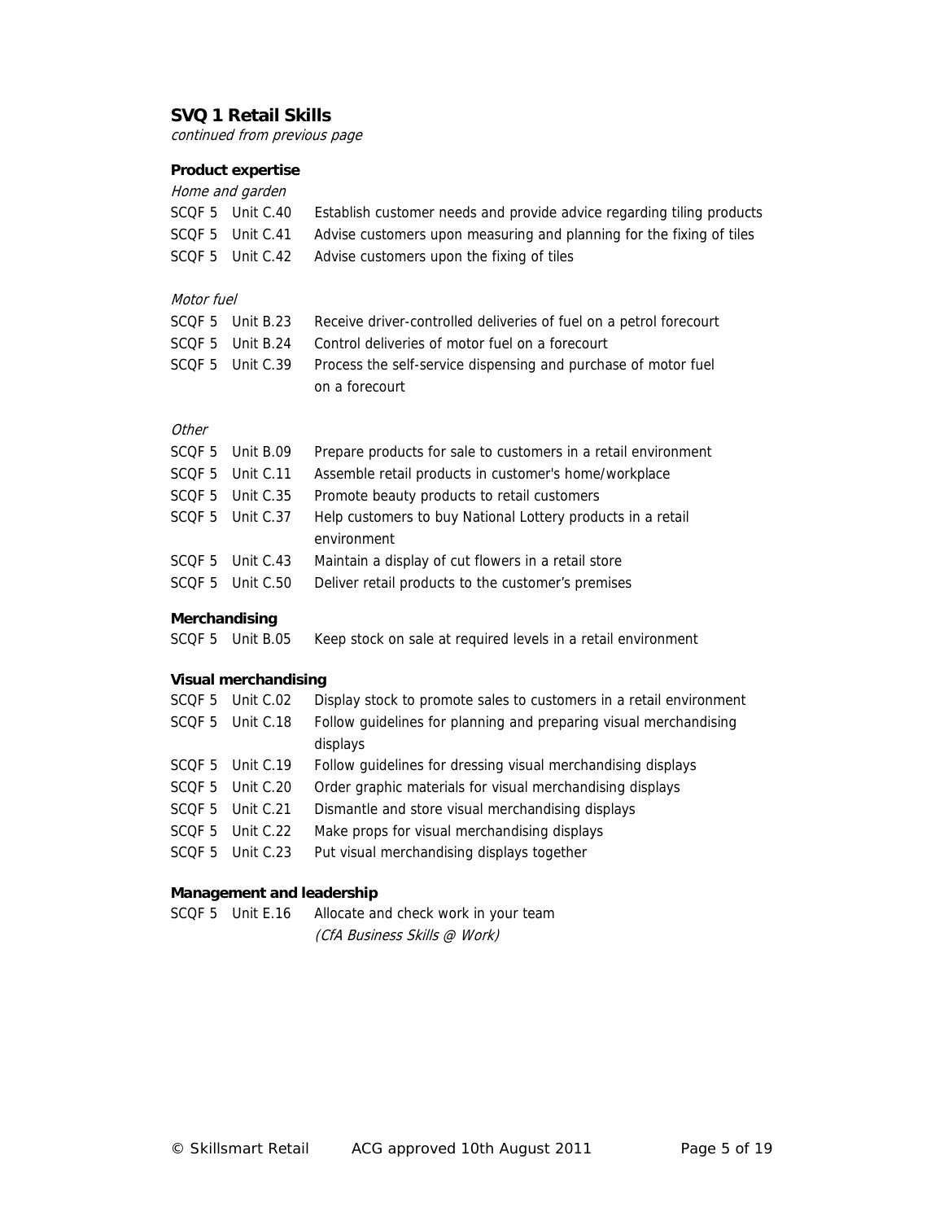## SVQ 1 Retail Skills

*continued from previous page*

### Product expertise

*Home and garden*

| | | |
|---|---|---|
| SCQF 5 | Unit C.40 | Establish customer needs and provide advice regarding tiling products |
| SCQF 5 | Unit C.41 | Advise customers upon measuring and planning for the fixing of tiles |
| SCQF 5 | Unit C.42 | Advise customers upon the fixing of tiles |

*Motor fuel*

| | | |
|---|---|---|
| SCQF 5 | Unit B.23 | Receive driver-controlled deliveries of fuel on a petrol forecourt |
| SCQF 5 | Unit B.24 | Control deliveries of motor fuel on a forecourt |
| SCQF 5 | Unit C.39 | Process the self-service dispensing and purchase of motor fuel on a forecourt |

*Other*

| | | |
|---|---|---|
| SCQF 5 | Unit B.09 | Prepare products for sale to customers in a retail environment |
| SCQF 5 | Unit C.11 | Assemble retail products in customer's home/workplace |
| SCQF 5 | Unit C.35 | Promote beauty products to retail customers |
| SCQF 5 | Unit C.37 | Help customers to buy National Lottery products in a retail environment |
| SCQF 5 | Unit C.43 | Maintain a display of cut flowers in a retail store |
| SCQF 5 | Unit C.50 | Deliver retail products to the customer's premises |

### Merchandising

| | | |
|---|---|---|
| SCQF 5 | Unit B.05 | Keep stock on sale at required levels in a retail environment |

### Visual merchandising

| | | |
|---|---|---|
| SCQF 5 | Unit C.02 | Display stock to promote sales to customers in a retail environment |
| SCQF 5 | Unit C.18 | Follow guidelines for planning and preparing visual merchandising displays |
| SCQF 5 | Unit C.19 | Follow guidelines for dressing visual merchandising displays |
| SCQF 5 | Unit C.20 | Order graphic materials for visual merchandising displays |
| SCQF 5 | Unit C.21 | Dismantle and store visual merchandising displays |
| SCQF 5 | Unit C.22 | Make props for visual merchandising displays |
| SCQF 5 | Unit C.23 | Put visual merchandising displays together |

### Management and leadership

| | | |
|---|---|---|
| SCQF 5 | Unit E.16 | Allocate and check work in your team *(CfA Business Skills @ Work)* |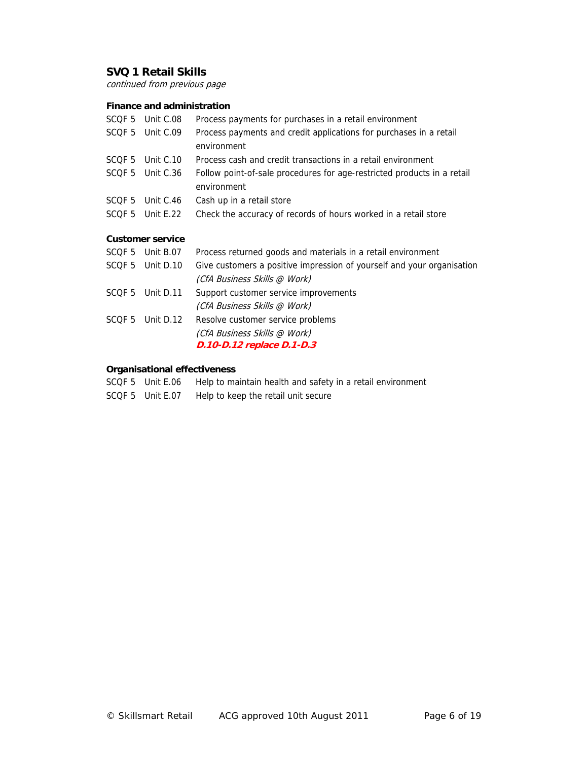## SVQ 1 Retail Skills

*continued from previous page*

### Finance and administration

| | | |
|---|---|---|
| SCQF 5 | Unit C.08 | Process payments for purchases in a retail environment |
| SCQF 5 | Unit C.09 | Process payments and credit applications for purchases in a retail environment |
| SCQF 5 | Unit C.10 | Process cash and credit transactions in a retail environment |
| SCQF 5 | Unit C.36 | Follow point-of-sale procedures for age-restricted products in a retail environment |
| SCQF 5 | Unit C.46 | Cash up in a retail store |
| SCQF 5 | Unit E.22 | Check the accuracy of records of hours worked in a retail store |

### Customer service

| | | |
|---|---|---|
| SCQF 5 | Unit B.07 | Process returned goods and materials in a retail environment |
| SCQF 5 | Unit D.10 | Give customers a positive impression of yourself and your organisation *(CfA Business Skills @ Work)* |
| SCQF 5 | Unit D.11 | Support customer service improvements *(CfA Business Skills @ Work)* |
| SCQF 5 | Unit D.12 | Resolve customer service problems *(CfA Business Skills @ Work)* ***D.10-D.12 replace D.1-D.3*** |

### Organisational effectiveness

| | | |
|---|---|---|
| SCQF 5 | Unit E.06 | Help to maintain health and safety in a retail environment |
| SCQF 5 | Unit E.07 | Help to keep the retail unit secure |

© Skillsmart Retail ACG approved 10th August 2011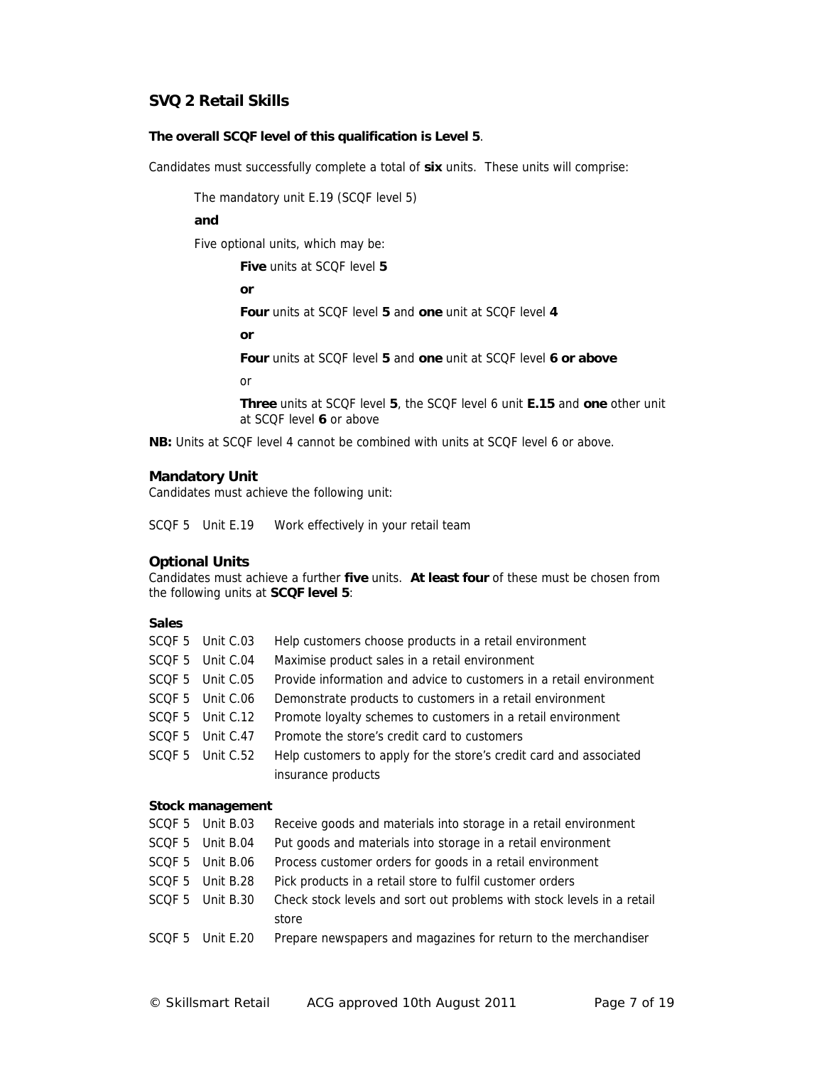## SVQ 2 Retail Skills

**The overall SCQF level of this qualification is Level 5**.

Candidates must successfully complete a total of **six** units. These units will comprise:

The mandatory unit E.19 (SCQF level 5)

**and**

Five optional units, which may be:

**Five** units at SCQF level **5**

**or**

**Four** units at SCQF level **5** and **one** unit at SCQF level **4**

**or**

**Four** units at SCQF level **5** and **one** unit at SCQF level **6 or above**

or

**Three** units at SCQF level **5**, the SCQF level 6 unit **E.15** and **one** other unit at SCQF level **6** or above

**NB:** Units at SCQF level 4 cannot be combined with units at SCQF level 6 or above.

### Mandatory Unit

Candidates must achieve the following unit:

| | | |
|---|---|---|
| SCQF 5 | Unit E.19 | Work effectively in your retail team |

### Optional Units

Candidates must achieve a further **five** units. **At least four** of these must be chosen from the following units at **SCQF level 5**:

**Sales**

| | | |
|---|---|---|
| SCQF 5 | Unit C.03 | Help customers choose products in a retail environment |
| SCQF 5 | Unit C.04 | Maximise product sales in a retail environment |
| SCQF 5 | Unit C.05 | Provide information and advice to customers in a retail environment |
| SCQF 5 | Unit C.06 | Demonstrate products to customers in a retail environment |
| SCQF 5 | Unit C.12 | Promote loyalty schemes to customers in a retail environment |
| SCQF 5 | Unit C.47 | Promote the store's credit card to customers |
| SCQF 5 | Unit C.52 | Help customers to apply for the store's credit card and associated insurance products |

**Stock management**

| | | |
|---|---|---|
| SCQF 5 | Unit B.03 | Receive goods and materials into storage in a retail environment |
| SCQF 5 | Unit B.04 | Put goods and materials into storage in a retail environment |
| SCQF 5 | Unit B.06 | Process customer orders for goods in a retail environment |
| SCQF 5 | Unit B.28 | Pick products in a retail store to fulfil customer orders |
| SCQF 5 | Unit B.30 | Check stock levels and sort out problems with stock levels in a retail store |
| SCQF 5 | Unit E.20 | Prepare newspapers and magazines for return to the merchandiser |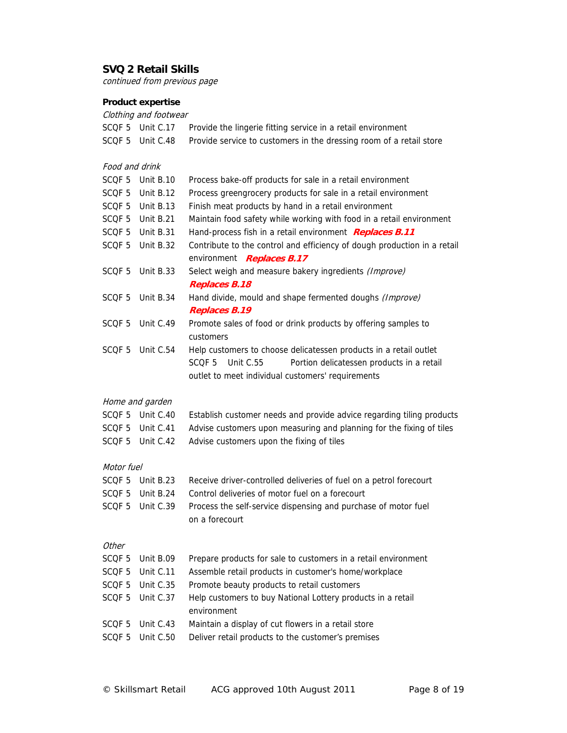## SVQ 2 Retail Skills

*continued from previous page*

### Product expertise

*Clothing and footwear*

| | | |
|---|---|---|
| SCQF 5 | Unit C.17 | Provide the lingerie fitting service in a retail environment |
| SCQF 5 | Unit C.48 | Provide service to customers in the dressing room of a retail store |

*Food and drink*

| | | |
|---|---|---|
| SCQF 5 | Unit B.10 | Process bake-off products for sale in a retail environment |
| SCQF 5 | Unit B.12 | Process greengrocery products for sale in a retail environment |
| SCQF 5 | Unit B.13 | Finish meat products by hand in a retail environment |
| SCQF 5 | Unit B.21 | Maintain food safety while working with food in a retail environment |
| SCQF 5 | Unit B.31 | Hand-process fish in a retail environment ***Replaces B.11*** |
| SCQF 5 | Unit B.32 | Contribute to the control and efficiency of dough production in a retail environment ***Replaces B.17*** |
| SCQF 5 | Unit B.33 | Select weigh and measure bakery ingredients *(Improve)* ***Replaces B.18*** |
| SCQF 5 | Unit B.34 | Hand divide, mould and shape fermented doughs *(Improve)* ***Replaces B.19*** |
| SCQF 5 | Unit C.49 | Promote sales of food or drink products by offering samples to customers |
| SCQF 5 | Unit C.54 | Help customers to choose delicatessen products in a retail outlet |
| SCQF 5 | Unit C.55 | Portion delicatessen products in a retail outlet to meet individual customers' requirements |

*Home and garden*

| | | |
|---|---|---|
| SCQF 5 | Unit C.40 | Establish customer needs and provide advice regarding tiling products |
| SCQF 5 | Unit C.41 | Advise customers upon measuring and planning for the fixing of tiles |
| SCQF 5 | Unit C.42 | Advise customers upon the fixing of tiles |

*Motor fuel*

| | | |
|---|---|---|
| SCQF 5 | Unit B.23 | Receive driver-controlled deliveries of fuel on a petrol forecourt |
| SCQF 5 | Unit B.24 | Control deliveries of motor fuel on a forecourt |
| SCQF 5 | Unit C.39 | Process the self-service dispensing and purchase of motor fuel on a forecourt |

*Other*

| | | |
|---|---|---|
| SCQF 5 | Unit B.09 | Prepare products for sale to customers in a retail environment |
| SCQF 5 | Unit C.11 | Assemble retail products in customer's home/workplace |
| SCQF 5 | Unit C.35 | Promote beauty products to retail customers |
| SCQF 5 | Unit C.37 | Help customers to buy National Lottery products in a retail environment |
| SCQF 5 | Unit C.43 | Maintain a display of cut flowers in a retail store |
| SCQF 5 | Unit C.50 | Deliver retail products to the customer's premises |

© Skillsmart Retail ACG approved 10th August 2011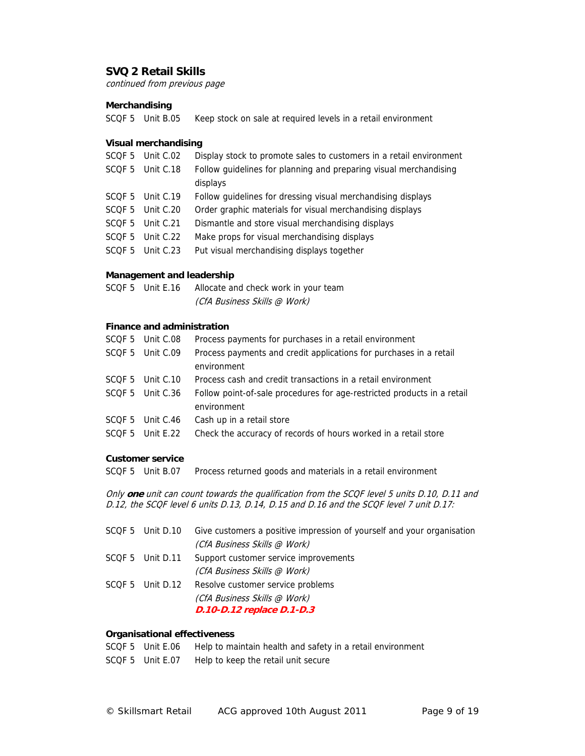## SVQ 2 Retail Skills

*continued from previous page*

### Merchandising

| | | |
|---|---|---|
| SCQF 5 | Unit B.05 | Keep stock on sale at required levels in a retail environment |

### Visual merchandising

| | | |
|---|---|---|
| SCQF 5 | Unit C.02 | Display stock to promote sales to customers in a retail environment |
| SCQF 5 | Unit C.18 | Follow guidelines for planning and preparing visual merchandising displays |
| SCQF 5 | Unit C.19 | Follow guidelines for dressing visual merchandising displays |
| SCQF 5 | Unit C.20 | Order graphic materials for visual merchandising displays |
| SCQF 5 | Unit C.21 | Dismantle and store visual merchandising displays |
| SCQF 5 | Unit C.22 | Make props for visual merchandising displays |
| SCQF 5 | Unit C.23 | Put visual merchandising displays together |

### Management and leadership

| | | |
|---|---|---|
| SCQF 5 | Unit E.16 | Allocate and check work in your team *(CfA Business Skills @ Work)* |

### Finance and administration

| | | |
|---|---|---|
| SCQF 5 | Unit C.08 | Process payments for purchases in a retail environment |
| SCQF 5 | Unit C.09 | Process payments and credit applications for purchases in a retail environment |
| SCQF 5 | Unit C.10 | Process cash and credit transactions in a retail environment |
| SCQF 5 | Unit C.36 | Follow point-of-sale procedures for age-restricted products in a retail environment |
| SCQF 5 | Unit C.46 | Cash up in a retail store |
| SCQF 5 | Unit E.22 | Check the accuracy of records of hours worked in a retail store |

### Customer service

| | | |
|---|---|---|
| SCQF 5 | Unit B.07 | Process returned goods and materials in a retail environment |

*Only **one** unit can count towards the qualification from the SCQF level 5 units D.10, D.11 and D.12, the SCQF level 6 units D.13, D.14, D.15 and D.16 and the SCQF level 7 unit D.17:*

| | | |
|---|---|---|
| SCQF 5 | Unit D.10 | Give customers a positive impression of yourself and your organisation *(CfA Business Skills @ Work)* |
| SCQF 5 | Unit D.11 | Support customer service improvements *(CfA Business Skills @ Work)* |
| SCQF 5 | Unit D.12 | Resolve customer service problems *(CfA Business Skills @ Work)* ***D.10-D.12 replace D.1-D.3*** |

### Organisational effectiveness

| | | |
|---|---|---|
| SCQF 5 | Unit E.06 | Help to maintain health and safety in a retail environment |
| SCQF 5 | Unit E.07 | Help to keep the retail unit secure |

© Skillsmart Retail ACG approved 10th August 2011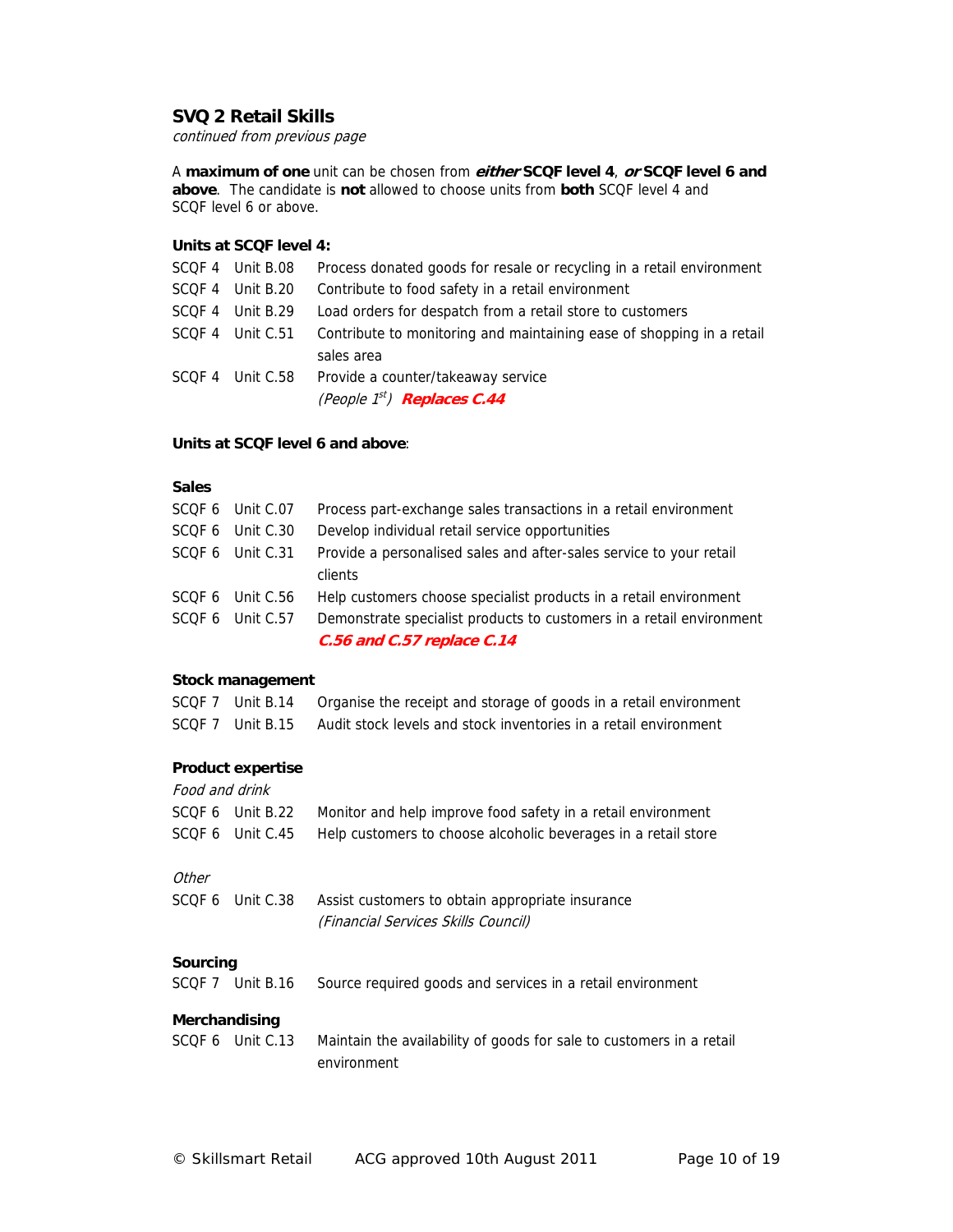## SVQ 2 Retail Skills

*continued from previous page*

A **maximum of one** unit can be chosen from ***either*** **SCQF level 4**, ***or*** **SCQF level 6 and above**. The candidate is **not** allowed to choose units from **both** SCQF level 4 and SCQF level 6 or above.

### Units at SCQF level 4:

| | | |
|---|---|---|
| SCQF 4 | Unit B.08 | Process donated goods for resale or recycling in a retail environment |
| SCQF 4 | Unit B.20 | Contribute to food safety in a retail environment |
| SCQF 4 | Unit B.29 | Load orders for despatch from a retail store to customers |
| SCQF 4 | Unit C.51 | Contribute to monitoring and maintaining ease of shopping in a retail sales area |
| SCQF 4 | Unit C.58 | Provide a counter/takeaway service *(People 1st)* ***Replaces C.44*** |

### Units at SCQF level 6 and above:

**Sales**

| | | |
|---|---|---|
| SCQF 6 | Unit C.07 | Process part-exchange sales transactions in a retail environment |
| SCQF 6 | Unit C.30 | Develop individual retail service opportunities |
| SCQF 6 | Unit C.31 | Provide a personalised sales and after-sales service to your retail clients |
| SCQF 6 | Unit C.56 | Help customers choose specialist products in a retail environment |
| SCQF 6 | Unit C.57 | Demonstrate specialist products to customers in a retail environment ***C.56 and C.57 replace C.14*** |

**Stock management**

| | | |
|---|---|---|
| SCQF 7 | Unit B.14 | Organise the receipt and storage of goods in a retail environment |
| SCQF 7 | Unit B.15 | Audit stock levels and stock inventories in a retail environment |

**Product expertise**

*Food and drink*

| | | |
|---|---|---|
| SCQF 6 | Unit B.22 | Monitor and help improve food safety in a retail environment |
| SCQF 6 | Unit C.45 | Help customers to choose alcoholic beverages in a retail store |

*Other*

| | | |
|---|---|---|
| SCQF 6 | Unit C.38 | Assist customers to obtain appropriate insurance *(Financial Services Skills Council)* |

**Sourcing**

| | | |
|---|---|---|
| SCQF 7 | Unit B.16 | Source required goods and services in a retail environment |

**Merchandising**

| | | |
|---|---|---|
| SCQF 6 | Unit C.13 | Maintain the availability of goods for sale to customers in a retail environment |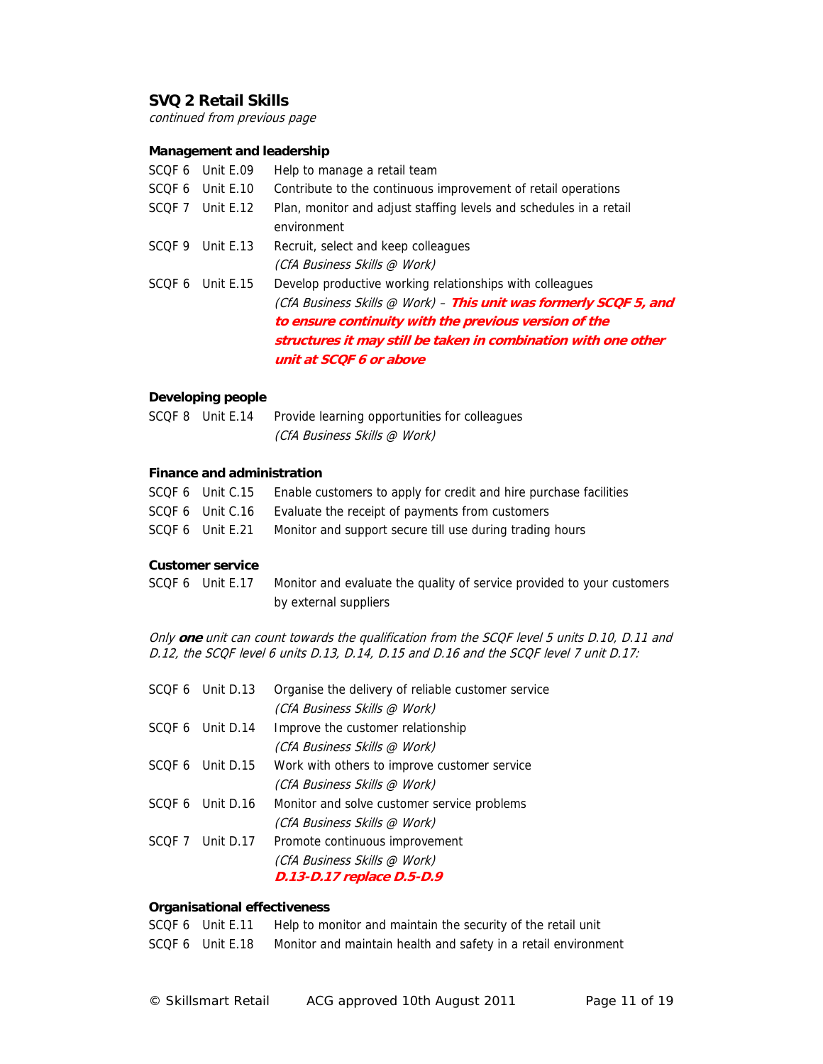## SVQ 2 Retail Skills

*continued from previous page*

### Management and leadership

| | | |
|---|---|---|
| SCQF 6 | Unit E.09 | Help to manage a retail team |
| SCQF 6 | Unit E.10 | Contribute to the continuous improvement of retail operations |
| SCQF 7 | Unit E.12 | Plan, monitor and adjust staffing levels and schedules in a retail environment |
| SCQF 9 | Unit E.13 | Recruit, select and keep colleagues *(CfA Business Skills @ Work)* |
| SCQF 6 | Unit E.15 | Develop productive working relationships with colleagues *(CfA Business Skills @ Work)* – ***This unit was formerly SCQF 5, and to ensure continuity with the previous version of the structures it may still be taken in combination with one other unit at SCQF 6 or above*** |

### Developing people

| | | |
|---|---|---|
| SCQF 8 | Unit E.14 | Provide learning opportunities for colleagues *(CfA Business Skills @ Work)* |

### Finance and administration

| | | |
|---|---|---|
| SCQF 6 | Unit C.15 | Enable customers to apply for credit and hire purchase facilities |
| SCQF 6 | Unit C.16 | Evaluate the receipt of payments from customers |
| SCQF 6 | Unit E.21 | Monitor and support secure till use during trading hours |

### Customer service

| | | |
|---|---|---|
| SCQF 6 | Unit E.17 | Monitor and evaluate the quality of service provided to your customers by external suppliers |

*Only **one** unit can count towards the qualification from the SCQF level 5 units D.10, D.11 and D.12, the SCQF level 6 units D.13, D.14, D.15 and D.16 and the SCQF level 7 unit D.17:*

| | | |
|---|---|---|
| SCQF 6 | Unit D.13 | Organise the delivery of reliable customer service *(CfA Business Skills @ Work)* |
| SCQF 6 | Unit D.14 | Improve the customer relationship *(CfA Business Skills @ Work)* |
| SCQF 6 | Unit D.15 | Work with others to improve customer service *(CfA Business Skills @ Work)* |
| SCQF 6 | Unit D.16 | Monitor and solve customer service problems *(CfA Business Skills @ Work)* |
| SCQF 7 | Unit D.17 | Promote continuous improvement *(CfA Business Skills @ Work)* ***D.13-D.17 replace D.5-D.9*** |

### Organisational effectiveness

| | | |
|---|---|---|
| SCQF 6 | Unit E.11 | Help to monitor and maintain the security of the retail unit |
| SCQF 6 | Unit E.18 | Monitor and maintain health and safety in a retail environment |

© Skillsmart Retail ACG approved 10th August 2011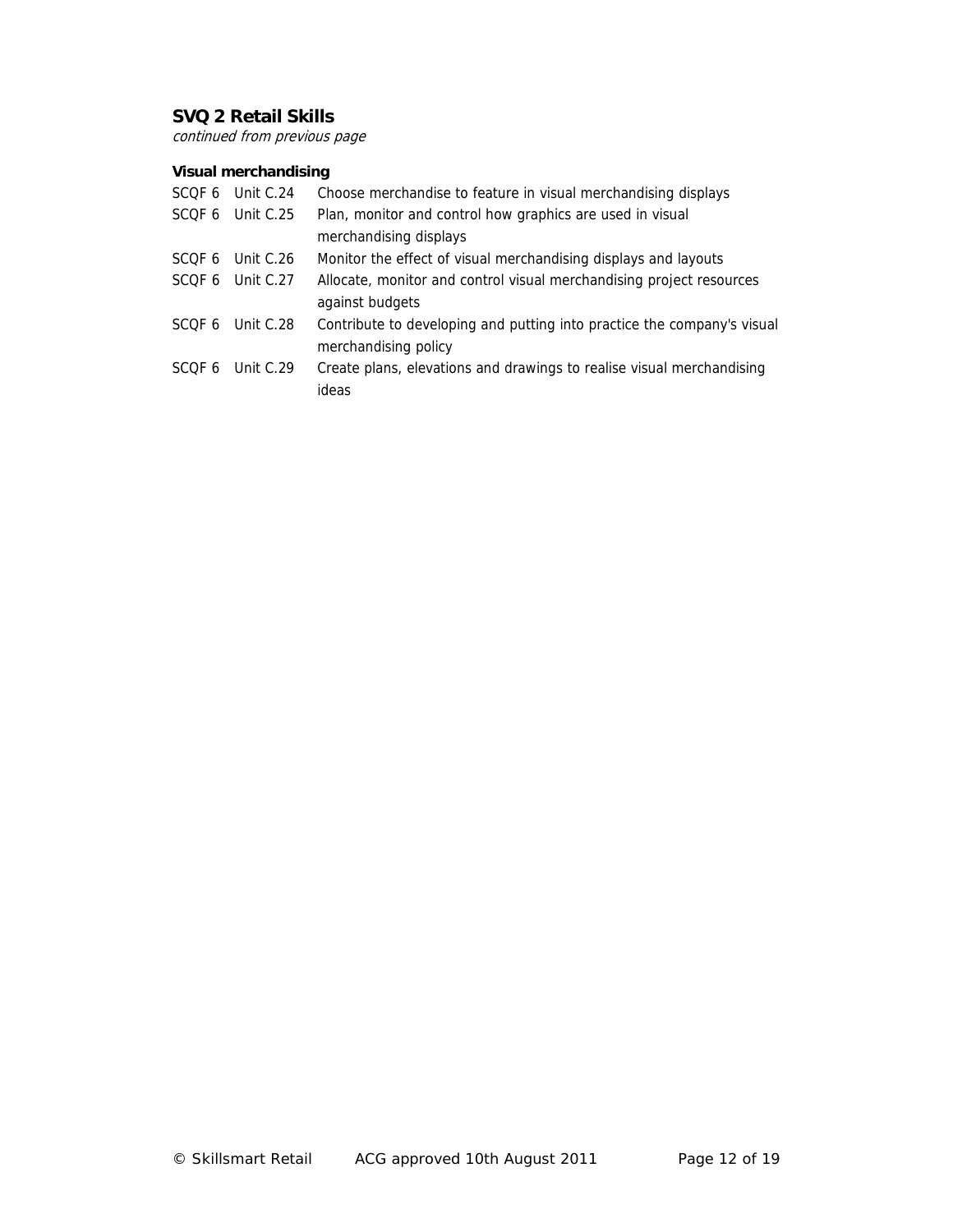## SVQ 2 Retail Skills

*continued from previous page*

### Visual merchandising

| | | |
|---|---|---|
| SCQF 6 | Unit C.24 | Choose merchandise to feature in visual merchandising displays |
| SCQF 6 | Unit C.25 | Plan, monitor and control how graphics are used in visual merchandising displays |
| SCQF 6 | Unit C.26 | Monitor the effect of visual merchandising displays and layouts |
| SCQF 6 | Unit C.27 | Allocate, monitor and control visual merchandising project resources against budgets |
| SCQF 6 | Unit C.28 | Contribute to developing and putting into practice the company's visual merchandising policy |
| SCQF 6 | Unit C.29 | Create plans, elevations and drawings to realise visual merchandising ideas |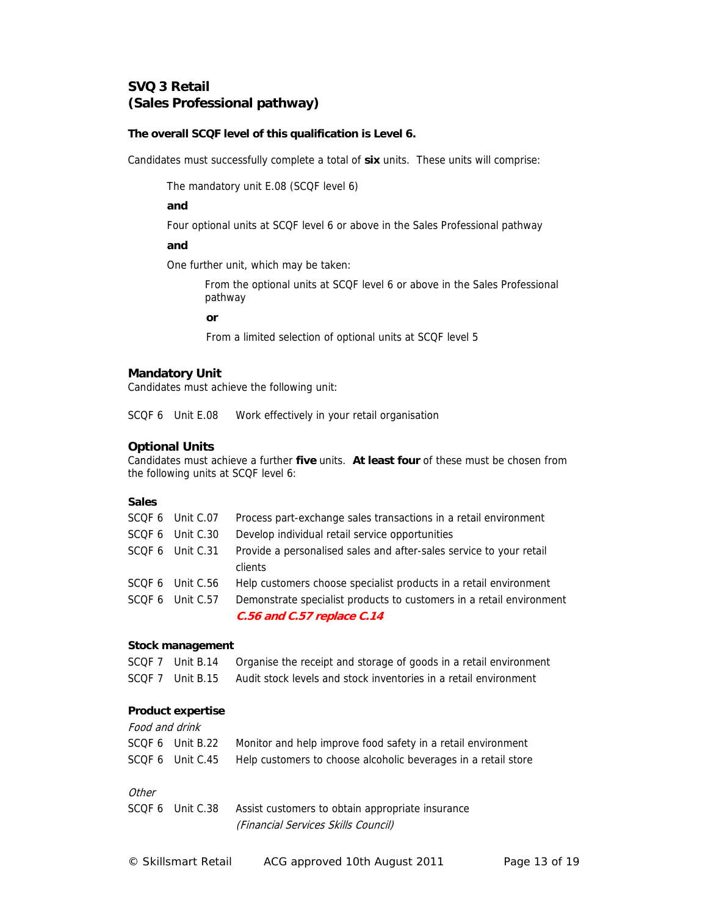# SVQ 3 Retail (Sales Professional pathway)

**The overall SCQF level of this qualification is Level 6.**

Candidates must successfully complete a total of **six** units. These units will comprise:

> The mandatory unit E.08 (SCQF level 6)
>
> **and**
>
> Four optional units at SCQF level 6 or above in the Sales Professional pathway
>
> **and**
>
> One further unit, which may be taken:
>
> > From the optional units at SCQF level 6 or above in the Sales Professional pathway
> >
> > **or**
> >
> > From a limited selection of optional units at SCQF level 5

## Mandatory Unit

Candidates must achieve the following unit:

| | | |
|---|---|---|
| SCQF 6 | Unit E.08 | Work effectively in your retail organisation |

## Optional Units

Candidates must achieve a further **five** units. **At least four** of these must be chosen from the following units at SCQF level 6:

### Sales

| | | |
|---|---|---|
| SCQF 6 | Unit C.07 | Process part-exchange sales transactions in a retail environment |
| SCQF 6 | Unit C.30 | Develop individual retail service opportunities |
| SCQF 6 | Unit C.31 | Provide a personalised sales and after-sales service to your retail clients |
| SCQF 6 | Unit C.56 | Help customers choose specialist products in a retail environment |
| SCQF 6 | Unit C.57 | Demonstrate specialist products to customers in a retail environment |
| | | ***C.56 and C.57 replace C.14*** |

### Stock management

| | | |
|---|---|---|
| SCQF 7 | Unit B.14 | Organise the receipt and storage of goods in a retail environment |
| SCQF 7 | Unit B.15 | Audit stock levels and stock inventories in a retail environment |

### Product expertise

*Food and drink*

| | | |
|---|---|---|
| SCQF 6 | Unit B.22 | Monitor and help improve food safety in a retail environment |
| SCQF 6 | Unit C.45 | Help customers to choose alcoholic beverages in a retail store |

*Other*

| | | |
|---|---|---|
| SCQF 6 | Unit C.38 | Assist customers to obtain appropriate insurance *(Financial Services Skills Council)* |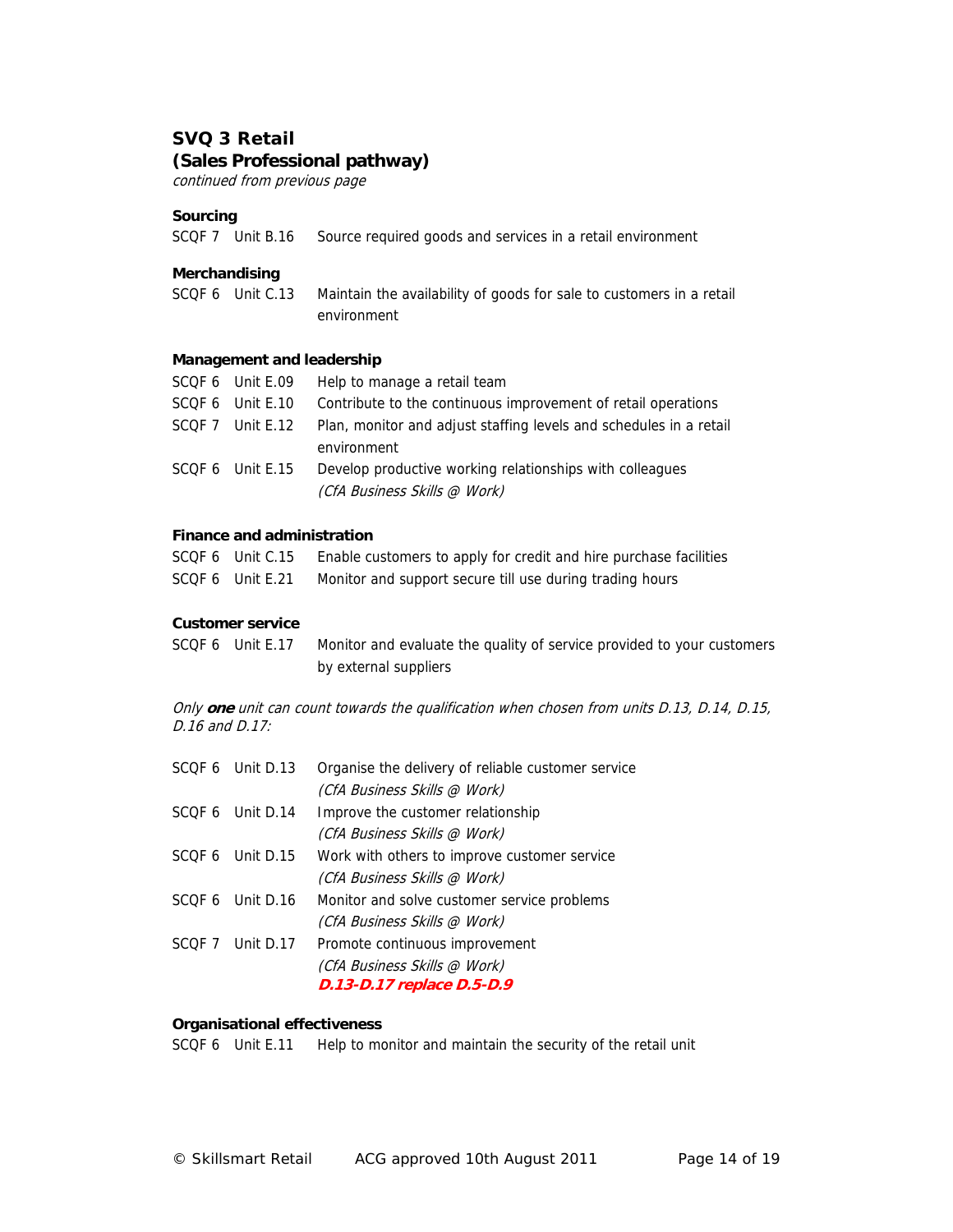## SVQ 3 Retail
## (Sales Professional pathway)

*continued from previous page*

**Sourcing**

| | | |
|---|---|---|
| SCQF 7 | Unit B.16 | Source required goods and services in a retail environment |

**Merchandising**

| | | |
|---|---|---|
| SCQF 6 | Unit C.13 | Maintain the availability of goods for sale to customers in a retail environment |

**Management and leadership**

| | | |
|---|---|---|
| SCQF 6 | Unit E.09 | Help to manage a retail team |
| SCQF 6 | Unit E.10 | Contribute to the continuous improvement of retail operations |
| SCQF 7 | Unit E.12 | Plan, monitor and adjust staffing levels and schedules in a retail environment |
| SCQF 6 | Unit E.15 | Develop productive working relationships with colleagues *(CfA Business Skills @ Work)* |

**Finance and administration**

| | | |
|---|---|---|
| SCQF 6 | Unit C.15 | Enable customers to apply for credit and hire purchase facilities |
| SCQF 6 | Unit E.21 | Monitor and support secure till use during trading hours |

**Customer service**

| | | |
|---|---|---|
| SCQF 6 | Unit E.17 | Monitor and evaluate the quality of service provided to your customers by external suppliers |

*Only **one** unit can count towards the qualification when chosen from units D.13, D.14, D.15, D.16 and D.17:*

| | | |
|---|---|---|
| SCQF 6 | Unit D.13 | Organise the delivery of reliable customer service *(CfA Business Skills @ Work)* |
| SCQF 6 | Unit D.14 | Improve the customer relationship *(CfA Business Skills @ Work)* |
| SCQF 6 | Unit D.15 | Work with others to improve customer service *(CfA Business Skills @ Work)* |
| SCQF 6 | Unit D.16 | Monitor and solve customer service problems *(CfA Business Skills @ Work)* |
| SCQF 7 | Unit D.17 | Promote continuous improvement *(CfA Business Skills @ Work)* ***D.13-D.17 replace D.5-D.9*** |

**Organisational effectiveness**

| | | |
|---|---|---|
| SCQF 6 | Unit E.11 | Help to monitor and maintain the security of the retail unit |

© Skillsmart Retail ACG approved 10th August 2011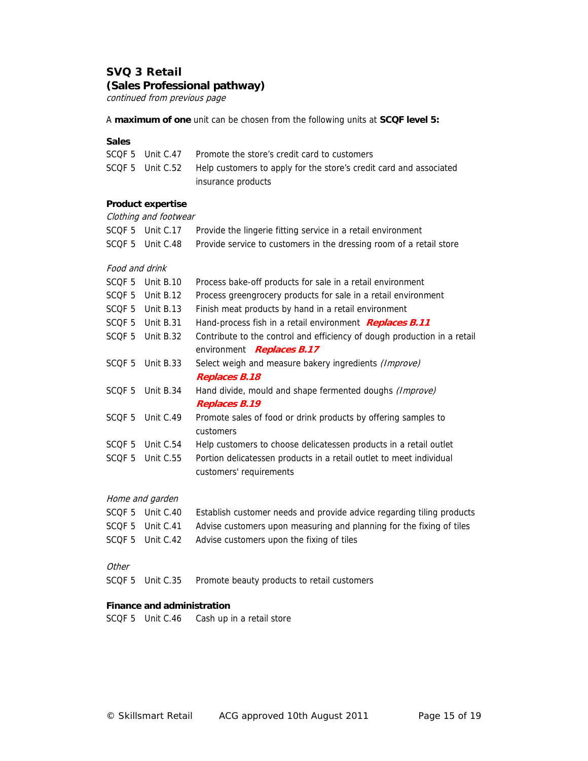## SVQ 3 Retail
### (Sales Professional pathway)

*continued from previous page*

A **maximum of one** unit can be chosen from the following units at **SCQF level 5:**

**Sales**

| | | |
|---|---|---|
| SCQF 5 | Unit C.47 | Promote the store's credit card to customers |
| SCQF 5 | Unit C.52 | Help customers to apply for the store's credit card and associated insurance products |

**Product expertise**

*Clothing and footwear*

| | | |
|---|---|---|
| SCQF 5 | Unit C.17 | Provide the lingerie fitting service in a retail environment |
| SCQF 5 | Unit C.48 | Provide service to customers in the dressing room of a retail store |

*Food and drink*

| | | |
|---|---|---|
| SCQF 5 | Unit B.10 | Process bake-off products for sale in a retail environment |
| SCQF 5 | Unit B.12 | Process greengrocery products for sale in a retail environment |
| SCQF 5 | Unit B.13 | Finish meat products by hand in a retail environment |
| SCQF 5 | Unit B.31 | Hand-process fish in a retail environment ***Replaces B.11*** |
| SCQF 5 | Unit B.32 | Contribute to the control and efficiency of dough production in a retail environment ***Replaces B.17*** |
| SCQF 5 | Unit B.33 | Select weigh and measure bakery ingredients *(Improve)* ***Replaces B.18*** |
| SCQF 5 | Unit B.34 | Hand divide, mould and shape fermented doughs *(Improve)* ***Replaces B.19*** |
| SCQF 5 | Unit C.49 | Promote sales of food or drink products by offering samples to customers |
| SCQF 5 | Unit C.54 | Help customers to choose delicatessen products in a retail outlet |
| SCQF 5 | Unit C.55 | Portion delicatessen products in a retail outlet to meet individual customers' requirements |

*Home and garden*

| | | |
|---|---|---|
| SCQF 5 | Unit C.40 | Establish customer needs and provide advice regarding tiling products |
| SCQF 5 | Unit C.41 | Advise customers upon measuring and planning for the fixing of tiles |
| SCQF 5 | Unit C.42 | Advise customers upon the fixing of tiles |

*Other*

| | | |
|---|---|---|
| SCQF 5 | Unit C.35 | Promote beauty products to retail customers |

**Finance and administration**

| | | |
|---|---|---|
| SCQF 5 | Unit C.46 | Cash up in a retail store |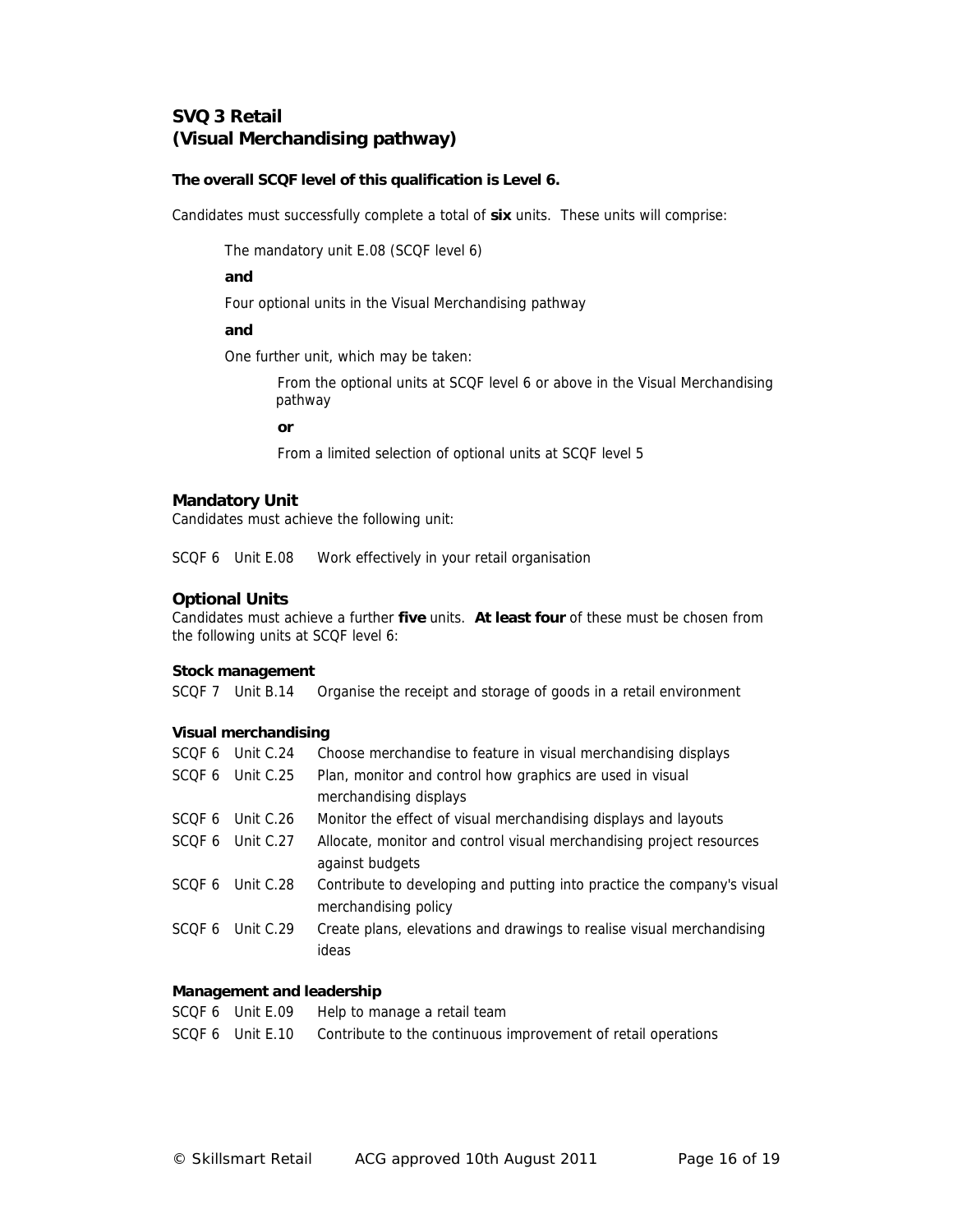## SVQ 3 Retail (Visual Merchandising pathway)

**The overall SCQF level of this qualification is Level 6.**

Candidates must successfully complete a total of **six** units. These units will comprise:

> The mandatory unit E.08 (SCQF level 6)
>
> **and**
>
> Four optional units in the Visual Merchandising pathway
>
> **and**
>
> One further unit, which may be taken:
>
> > From the optional units at SCQF level 6 or above in the Visual Merchandising pathway
> >
> > **or**
> >
> > From a limited selection of optional units at SCQF level 5

### Mandatory Unit

Candidates must achieve the following unit:

| | | |
|---|---|---|
| SCQF 6 | Unit E.08 | Work effectively in your retail organisation |

### Optional Units

Candidates must achieve a further **five** units. **At least four** of these must be chosen from the following units at SCQF level 6:

**Stock management**

| | | |
|---|---|---|
| SCQF 7 | Unit B.14 | Organise the receipt and storage of goods in a retail environment |

**Visual merchandising**

| | | |
|---|---|---|
| SCQF 6 | Unit C.24 | Choose merchandise to feature in visual merchandising displays |
| SCQF 6 | Unit C.25 | Plan, monitor and control how graphics are used in visual merchandising displays |
| SCQF 6 | Unit C.26 | Monitor the effect of visual merchandising displays and layouts |
| SCQF 6 | Unit C.27 | Allocate, monitor and control visual merchandising project resources against budgets |
| SCQF 6 | Unit C.28 | Contribute to developing and putting into practice the company's visual merchandising policy |
| SCQF 6 | Unit C.29 | Create plans, elevations and drawings to realise visual merchandising ideas |

**Management and leadership**

| | | |
|---|---|---|
| SCQF 6 | Unit E.09 | Help to manage a retail team |
| SCQF 6 | Unit E.10 | Contribute to the continuous improvement of retail operations |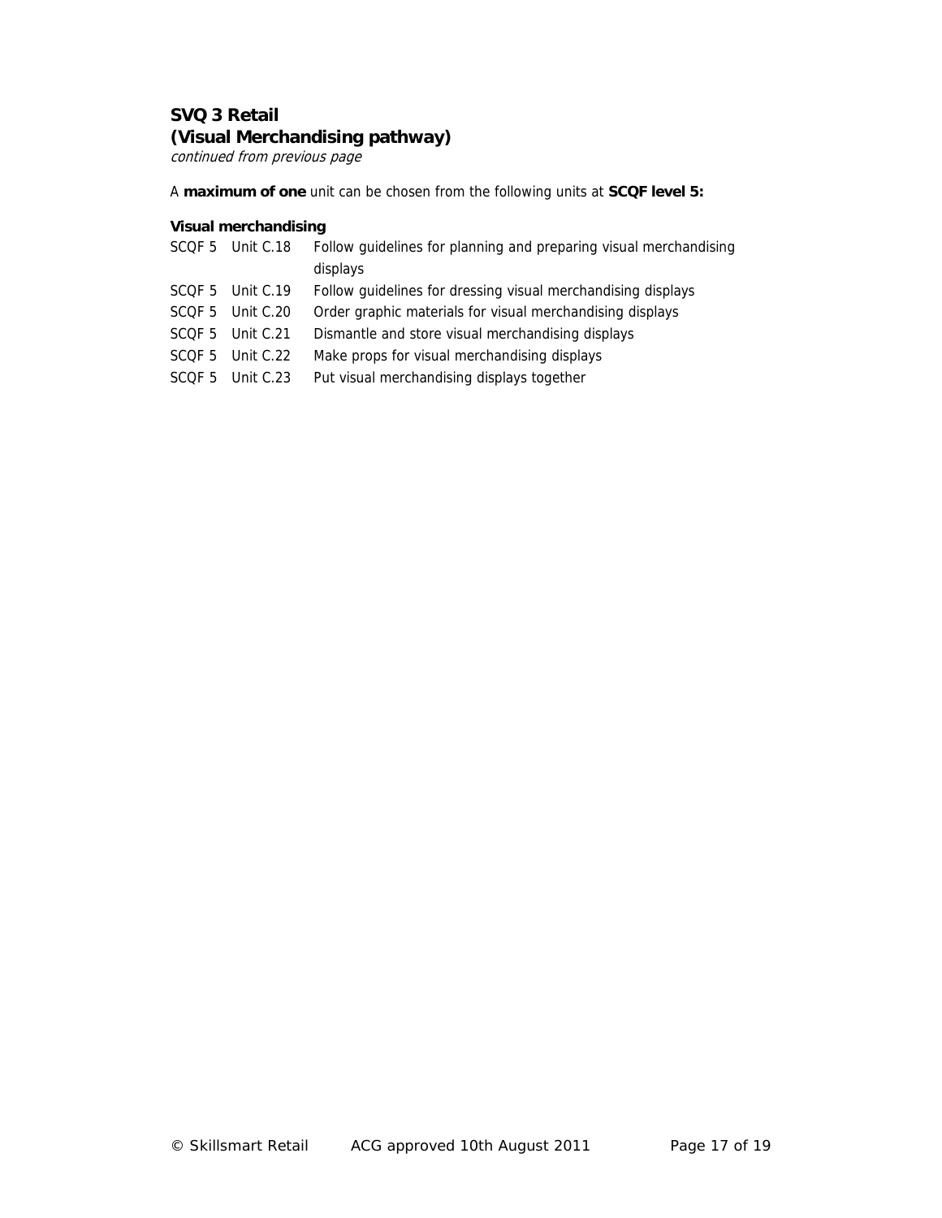## SVQ 3 Retail
## (Visual Merchandising pathway)

*continued from previous page*

A **maximum of one** unit can be chosen from the following units at **SCQF level 5:**

**Visual merchandising**

| | | |
|---|---|---|
| SCQF 5 | Unit C.18 | Follow guidelines for planning and preparing visual merchandising displays |
| SCQF 5 | Unit C.19 | Follow guidelines for dressing visual merchandising displays |
| SCQF 5 | Unit C.20 | Order graphic materials for visual merchandising displays |
| SCQF 5 | Unit C.21 | Dismantle and store visual merchandising displays |
| SCQF 5 | Unit C.22 | Make props for visual merchandising displays |
| SCQF 5 | Unit C.23 | Put visual merchandising displays together |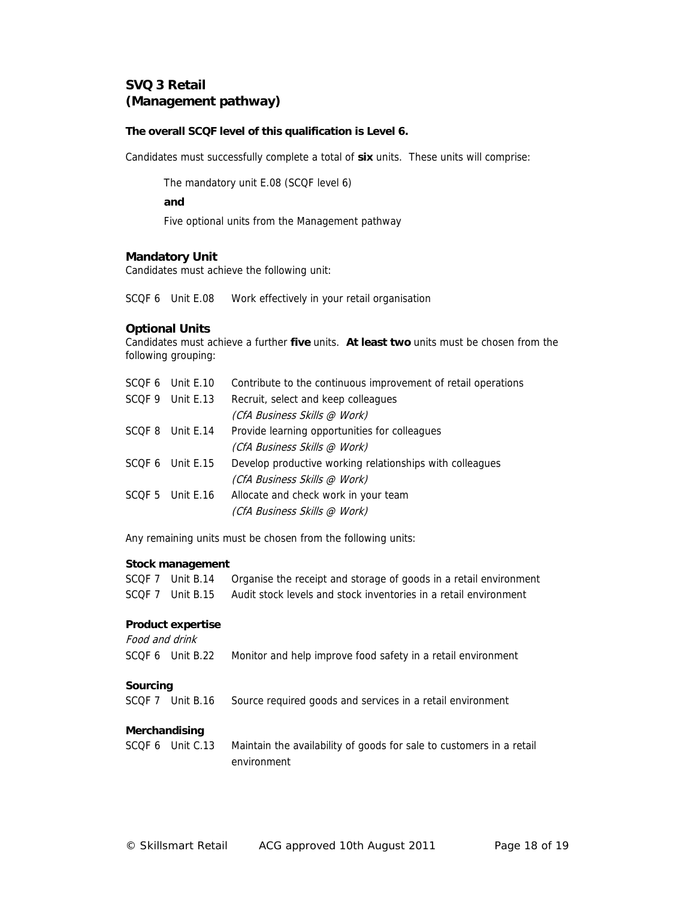## SVQ 3 Retail
## (Management pathway)

**The overall SCQF level of this qualification is Level 6.**

Candidates must successfully complete a total of **six** units. These units will comprise:

> The mandatory unit E.08 (SCQF level 6)
>
> **and**
>
> Five optional units from the Management pathway

### Mandatory Unit

Candidates must achieve the following unit:

| | | |
|---|---|---|
| SCQF 6 | Unit E.08 | Work effectively in your retail organisation |

### Optional Units

Candidates must achieve a further **five** units. **At least two** units must be chosen from the following grouping:

| | | |
|---|---|---|
| SCQF 6 | Unit E.10 | Contribute to the continuous improvement of retail operations |
| SCQF 9 | Unit E.13 | Recruit, select and keep colleagues *(CfA Business Skills @ Work)* |
| SCQF 8 | Unit E.14 | Provide learning opportunities for colleagues *(CfA Business Skills @ Work)* |
| SCQF 6 | Unit E.15 | Develop productive working relationships with colleagues *(CfA Business Skills @ Work)* |
| SCQF 5 | Unit E.16 | Allocate and check work in your team *(CfA Business Skills @ Work)* |

Any remaining units must be chosen from the following units:

**Stock management**

| | | |
|---|---|---|
| SCQF 7 | Unit B.14 | Organise the receipt and storage of goods in a retail environment |
| SCQF 7 | Unit B.15 | Audit stock levels and stock inventories in a retail environment |

**Product expertise**

*Food and drink*

| | | |
|---|---|---|
| SCQF 6 | Unit B.22 | Monitor and help improve food safety in a retail environment |

**Sourcing**

| | | |
|---|---|---|
| SCQF 7 | Unit B.16 | Source required goods and services in a retail environment |

**Merchandising**

| | | |
|---|---|---|
| SCQF 6 | Unit C.13 | Maintain the availability of goods for sale to customers in a retail environment |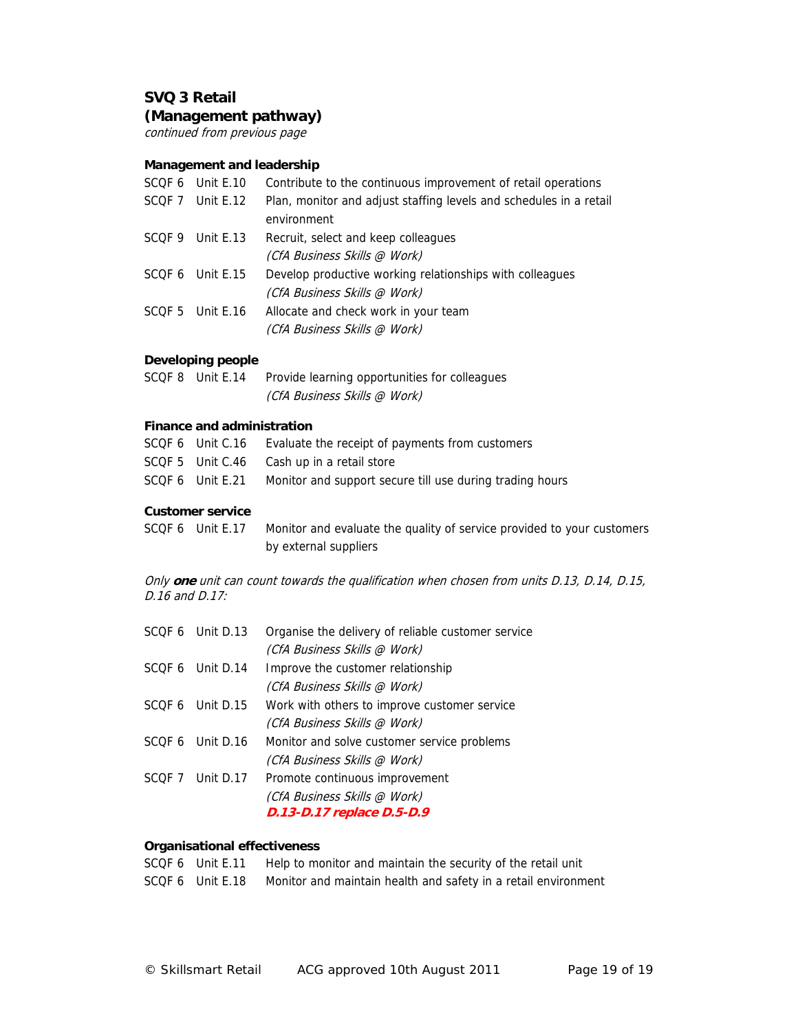## SVQ 3 Retail
## (Management pathway)

*continued from previous page*

**Management and leadership**

| | | |
|---|---|---|
| SCQF 6 | Unit E.10 | Contribute to the continuous improvement of retail operations |
| SCQF 7 | Unit E.12 | Plan, monitor and adjust staffing levels and schedules in a retail environment |
| SCQF 9 | Unit E.13 | Recruit, select and keep colleagues *(CfA Business Skills @ Work)* |
| SCQF 6 | Unit E.15 | Develop productive working relationships with colleagues *(CfA Business Skills @ Work)* |
| SCQF 5 | Unit E.16 | Allocate and check work in your team *(CfA Business Skills @ Work)* |

**Developing people**

| | | |
|---|---|---|
| SCQF 8 | Unit E.14 | Provide learning opportunities for colleagues *(CfA Business Skills @ Work)* |

**Finance and administration**

| | | |
|---|---|---|
| SCQF 6 | Unit C.16 | Evaluate the receipt of payments from customers |
| SCQF 5 | Unit C.46 | Cash up in a retail store |
| SCQF 6 | Unit E.21 | Monitor and support secure till use during trading hours |

**Customer service**

| | | |
|---|---|---|
| SCQF 6 | Unit E.17 | Monitor and evaluate the quality of service provided to your customers by external suppliers |

*Only **one** unit can count towards the qualification when chosen from units D.13, D.14, D.15, D.16 and D.17:*

| | | |
|---|---|---|
| SCQF 6 | Unit D.13 | Organise the delivery of reliable customer service *(CfA Business Skills @ Work)* |
| SCQF 6 | Unit D.14 | Improve the customer relationship *(CfA Business Skills @ Work)* |
| SCQF 6 | Unit D.15 | Work with others to improve customer service *(CfA Business Skills @ Work)* |
| SCQF 6 | Unit D.16 | Monitor and solve customer service problems *(CfA Business Skills @ Work)* |
| SCQF 7 | Unit D.17 | Promote continuous improvement *(CfA Business Skills @ Work)* ***D.13-D.17 replace D.5-D.9*** |

**Organisational effectiveness**

| | | |
|---|---|---|
| SCQF 6 | Unit E.11 | Help to monitor and maintain the security of the retail unit |
| SCQF 6 | Unit E.18 | Monitor and maintain health and safety in a retail environment |

© Skillsmart Retail ACG approved 10th August 2011